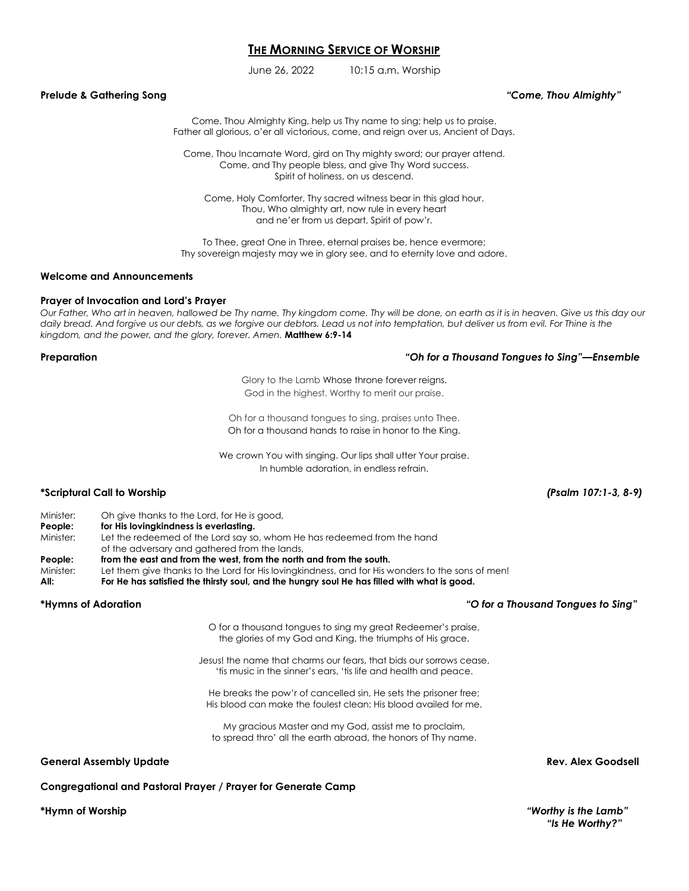# THE MORNING SERVICE OF WORSHIP

June 26, 2022 10:15 a.m. Worship

**Prelude & Gathering Song** ***"Come, Thou Almighty"***

Come, Thou Almighty King, help us Thy name to sing; help us to praise.
Father all glorious, o'er all victorious, come, and reign over us, Ancient of Days.

Come, Thou Incarnate Word, gird on Thy mighty sword; our prayer attend.
Come, and Thy people bless, and give Thy Word success.
Spirit of holiness, on us descend.

Come, Holy Comforter, Thy sacred witness bear in this glad hour.
Thou, Who almighty art, now rule in every heart
and ne'er from us depart, Spirit of pow'r.

To Thee, great One in Three, eternal praises be, hence evermore;
Thy sovereign majesty may we in glory see, and to eternity love and adore.

**Welcome and Announcements**

**Prayer of Invocation and Lord's Prayer**

*Our Father, Who art in heaven, hallowed be Thy name. Thy kingdom come. Thy will be done, on earth as it is in heaven. Give us this day our daily bread. And forgive us our debts, as we forgive our debtors. Lead us not into temptation, but deliver us from evil. For Thine is the kingdom, and the power, and the glory, forever. Amen.* **Matthew 6:9-14**

**Preparation** ***"Oh for a Thousand Tongues to Sing"—Ensemble***

Glory to the Lamb Whose throne forever reigns.
God in the highest. Worthy to merit our praise.

Oh for a thousand tongues to sing, praises unto Thee.
Oh for a thousand hands to raise in honor to the King.

We crown You with singing. Our lips shall utter Your praise.
In humble adoration, in endless refrain.

**\*Scriptural Call to Worship** ***(Psalm 107:1-3, 8-9)***

Minister: Oh give thanks to the Lord, for He is good,
**People: for His lovingkindness is everlasting.**
Minister: Let the redeemed of the Lord say so, whom He has redeemed from the hand of the adversary and gathered from the lands,
**People: from the east and from the west, from the north and from the south.**
Minister: Let them give thanks to the Lord for His lovingkindness, and for His wonders to the sons of men!
**All: For He has satisfied the thirsty soul, and the hungry soul He has filled with what is good.**

**\*Hymns of Adoration** ***"O for a Thousand Tongues to Sing"***

O for a thousand tongues to sing my great Redeemer's praise,
the glories of my God and King, the triumphs of His grace.

Jesus! the name that charms our fears, that bids our sorrows cease,
'tis music in the sinner's ears, 'tis life and health and peace.

He breaks the pow'r of cancelled sin, He sets the prisoner free;
His blood can make the foulest clean; His blood availed for me.

My gracious Master and my God, assist me to proclaim,
to spread thro' all the earth abroad, the honors of Thy name.

**General Assembly Update** **Rev. Alex Goodsell**

**Congregational and Pastoral Prayer / Prayer for Generate Camp**

**\*Hymn of Worship** ***"Worthy is the Lamb"***
***"Is He Worthy?"***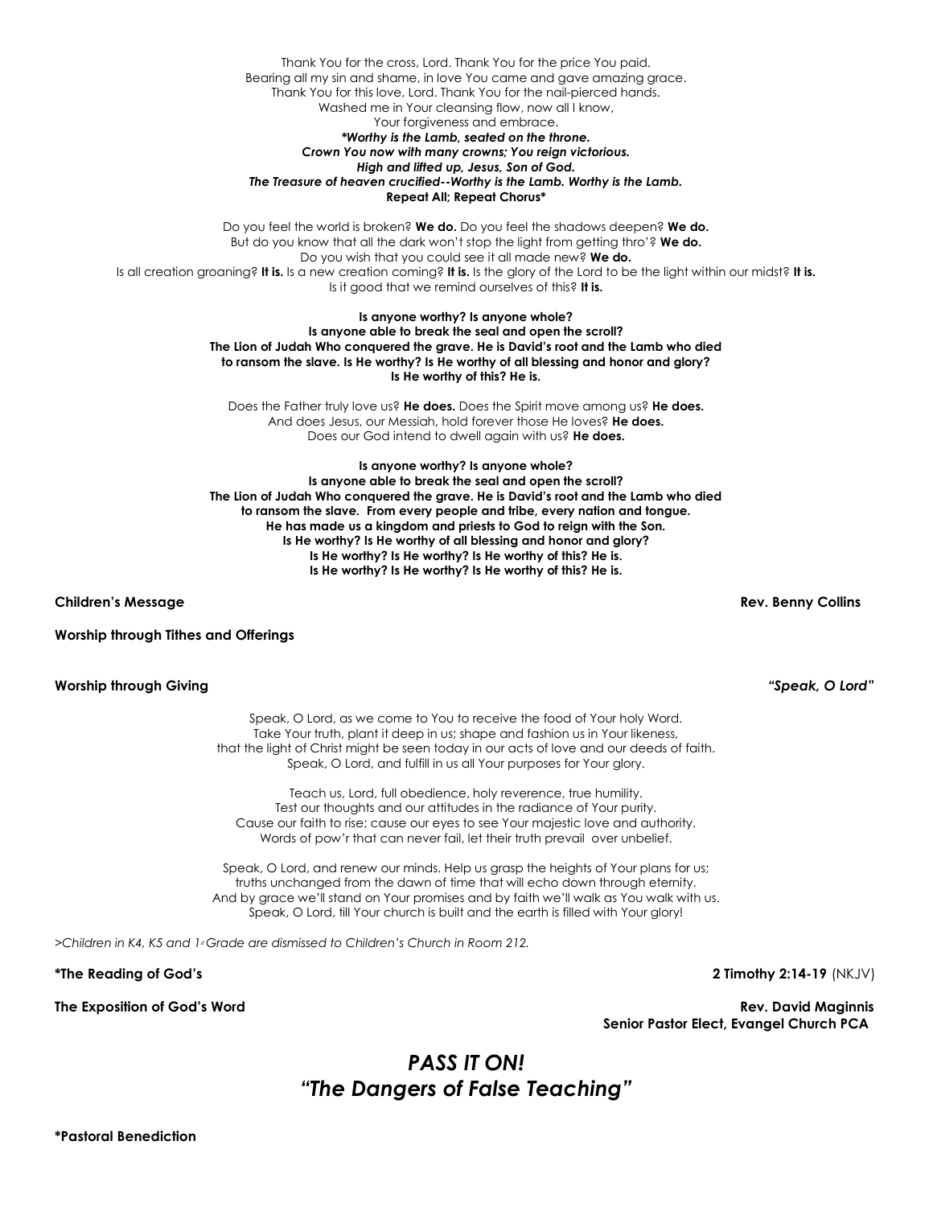Thank You for the cross, Lord. Thank You for the price You paid.
Bearing all my sin and shame, in love You came and gave amazing grace.
Thank You for this love, Lord. Thank You for the nail-pierced hands.
Washed me in Your cleansing flow, now all I know,
Your forgiveness and embrace.
***Worthy is the Lamb, seated on the throne.***
***Crown You now with many crowns; You reign victorious.***
***High and lifted up, Jesus, Son of God.***
***The Treasure of heaven crucified--Worthy is the Lamb. Worthy is the Lamb.***
**Repeat All; Repeat Chorus***

Do you feel the world is broken? **We do.** Do you feel the shadows deepen? **We do.**
But do you know that all the dark won't stop the light from getting thro'? **We do.**
Do you wish that you could see it all made new? **We do.**
Is all creation groaning? **It is.** Is a new creation coming? **It is.** Is the glory of the Lord to be the light within our midst? **It is.**
Is it good that we remind ourselves of this? **It is.**

**Is anyone worthy? Is anyone whole?**
**Is anyone able to break the seal and open the scroll?**
**The Lion of Judah Who conquered the grave. He is David's root and the Lamb who died**
**to ransom the slave. Is He worthy? Is He worthy of all blessing and honor and glory?**
**Is He worthy of this? He is.**

Does the Father truly love us? **He does.** Does the Spirit move among us? **He does.**
And does Jesus, our Messiah, hold forever those He loves? **He does.**
Does our God intend to dwell again with us? **He does.**

**Is anyone worthy? Is anyone whole?**
**Is anyone able to break the seal and open the scroll?**
**The Lion of Judah Who conquered the grave. He is David's root and the Lamb who died**
**to ransom the slave. From every people and tribe, every nation and tongue.**
**He has made us a kingdom and priests to God to reign with the Son.**
**Is He worthy? Is He worthy of all blessing and honor and glory?**
**Is He worthy? Is He worthy? Is He worthy of this? He is.**
**Is He worthy? Is He worthy? Is He worthy of this? He is.**

**Children's Message** **Rev. Benny Collins**

**Worship through Tithes and Offerings**

**Worship through Giving** ***"Speak, O Lord"***

Speak, O Lord, as we come to You to receive the food of Your holy Word.
Take Your truth, plant it deep in us; shape and fashion us in Your likeness,
that the light of Christ might be seen today in our acts of love and our deeds of faith.
Speak, O Lord, and fulfill in us all Your purposes for Your glory.

Teach us, Lord, full obedience, holy reverence, true humility.
Test our thoughts and our attitudes in the radiance of Your purity.
Cause our faith to rise; cause our eyes to see Your majestic love and authority.
Words of pow'r that can never fail, let their truth prevail over unbelief.

Speak, O Lord, and renew our minds. Help us grasp the heights of Your plans for us;
truths unchanged from the dawn of time that will echo down through eternity.
And by grace we'll stand on Your promises and by faith we'll walk as You walk with us.
Speak, O Lord, till Your church is built and the earth is filled with Your glory!

*>Children in K4, K5 and 1st Grade are dismissed to Children's Church in Room 212.*

***The Reading of God's** **2 Timothy 2:14-19** (NKJV)

**The Exposition of God's Word** **Rev. David Maginnis**
**Senior Pastor Elect, Evangel Church PCA**

## *PASS IT ON!*
## *"The Dangers of False Teaching"*

***Pastoral Benediction**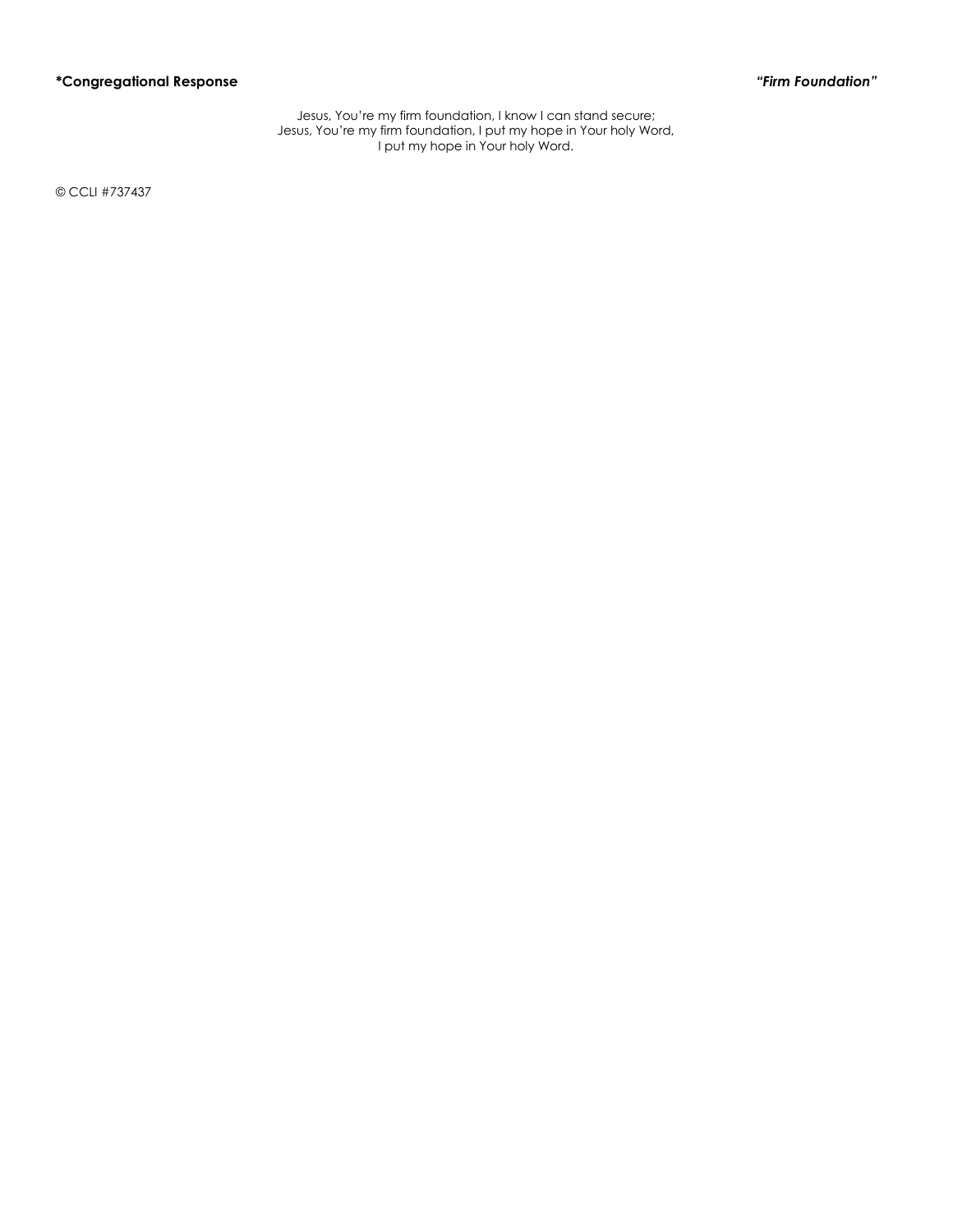**\*Congregational Response** ***"Firm Foundation"***

Jesus, You're my firm foundation, I know I can stand secure;
Jesus, You're my firm foundation, I put my hope in Your holy Word,
I put my hope in Your holy Word.

© CCLI #737437